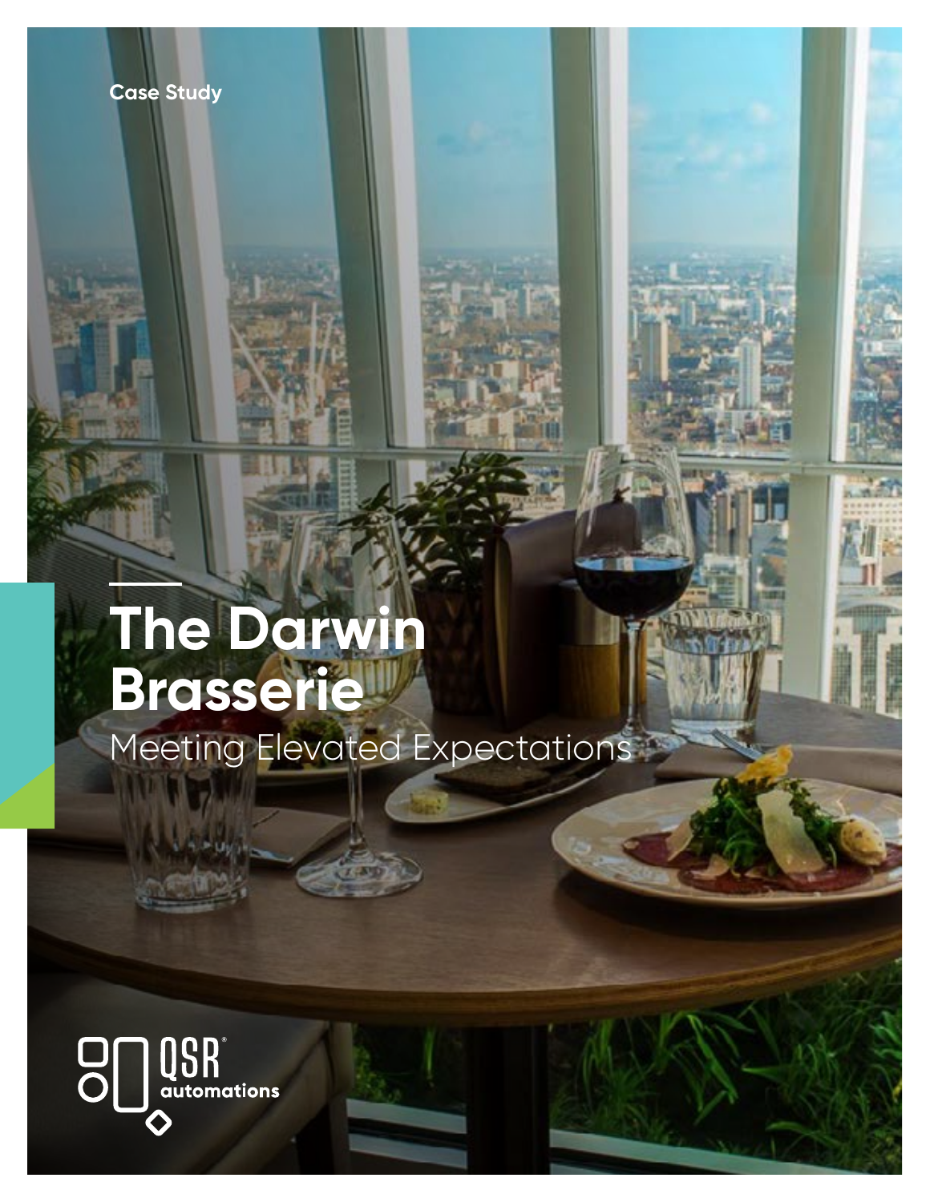Case Study

# The Darwin Brasserie

## Meeting Elevated Expectations

QSR® automations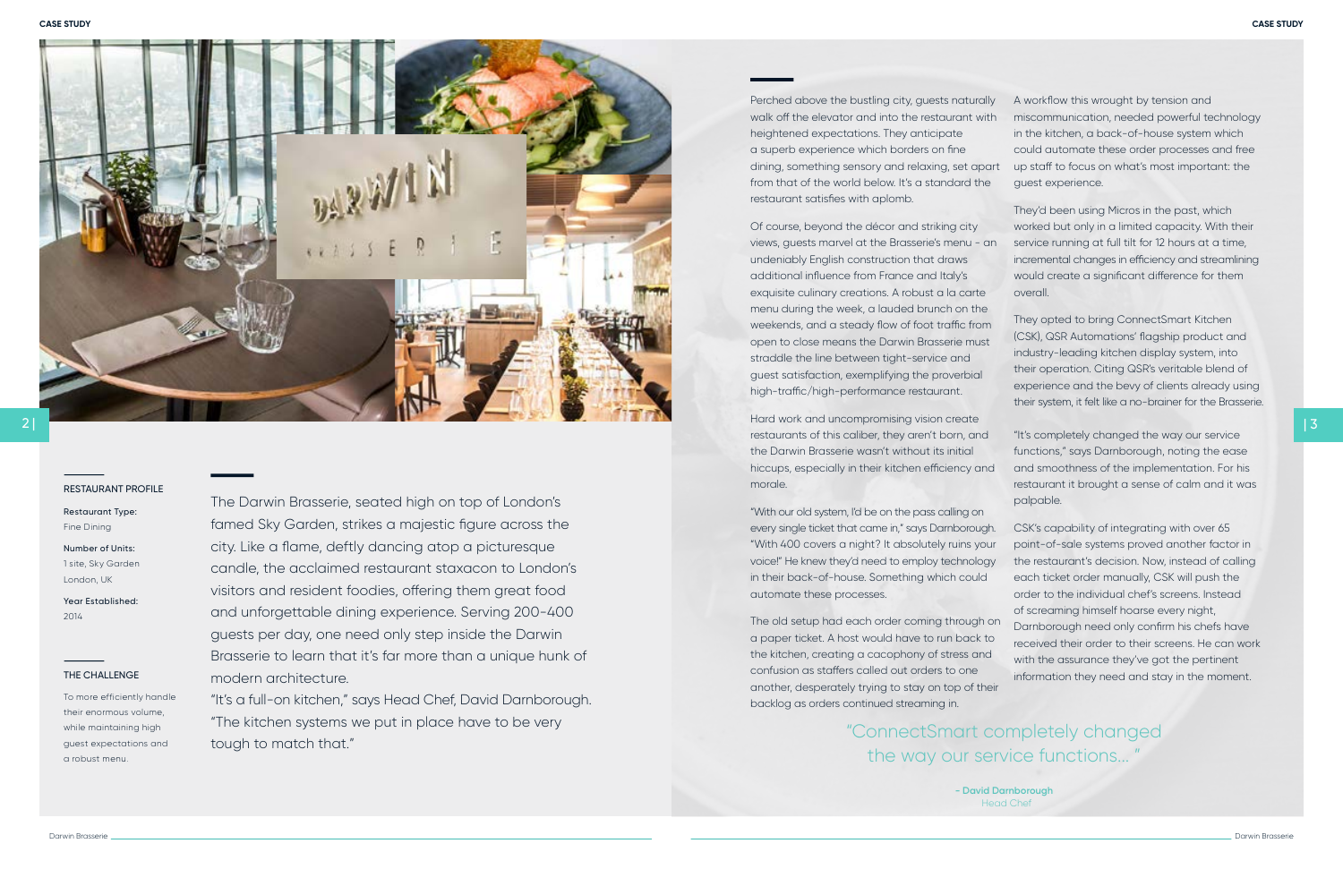### RESTAURANT PROFILE

**Restaurant Type:**
Fine Dining

**Number of Units:**
1 site, Sky Garden
London, UK

**Year Established:**
2014

### THE CHALLENGE

To more efficiently handle their enormous volume, while maintaining high guest expectations and a robust menu.

The Darwin Brasserie, seated high on top of London's famed Sky Garden, strikes a majestic figure across the city. Like a flame, deftly dancing atop a picturesque candle, the acclaimed restaurant staxacon to London's visitors and resident foodies, offering them great food and unforgettable dining experience. Serving 200-400 guests per day, one need only step inside the Darwin Brasserie to learn that it's far more than a unique hunk of modern architecture.

"It's a full-on kitchen," says Head Chef, David Darnborough. "The kitchen systems we put in place have to be very tough to match that."

Perched above the bustling city, guests naturally walk off the elevator and into the restaurant with heightened expectations. They anticipate a superb experience which borders on fine dining, something sensory and relaxing, set apart from that of the world below. It's a standard the restaurant satisfies with aplomb.

Of course, beyond the décor and striking city views, guests marvel at the Brasserie's menu - an undeniably English construction that draws additional influence from France and Italy's exquisite culinary creations. A robust a la carte menu during the week, a lauded brunch on the weekends, and a steady flow of foot traffic from open to close means the Darwin Brasserie must straddle the line between tight-service and guest satisfaction, exemplifying the proverbial high-traffic/high-performance restaurant.

Hard work and uncompromising vision create restaurants of this caliber, they aren't born, and the Darwin Brasserie wasn't without its initial hiccups, especially in their kitchen efficiency and morale.

"With our old system, I'd be on the pass calling on every single ticket that came in," says Darnborough. "With 400 covers a night? It absolutely ruins your voice!" He knew they'd need to employ technology in their back-of-house. Something which could automate these processes.

The old setup had each order coming through on a paper ticket. A host would have to run back to the kitchen, creating a cacophony of stress and confusion as staffers called out orders to one another, desperately trying to stay on top of their backlog as orders continued streaming in.

A workflow this wrought by tension and miscommunication, needed powerful technology in the kitchen, a back-of-house system which could automate these order processes and free up staff to focus on what's most important: the guest experience.

They'd been using Micros in the past, which worked but only in a limited capacity. With their service running at full tilt for 12 hours at a time, incremental changes in efficiency and streamlining would create a significant difference for them overall.

They opted to bring ConnectSmart Kitchen (CSK), QSR Automations' flagship product and industry-leading kitchen display system, into their operation. Citing QSR's veritable blend of experience and the bevy of clients already using their system, it felt like a no-brainer for the Brasserie.

"It's completely changed the way our service functions," says Darnborough, noting the ease and smoothness of the implementation. For his restaurant it brought a sense of calm and it was palpable.

CSK's capability of integrating with over 65 point-of-sale systems proved another factor in the restaurant's decision. Now, instead of calling each ticket order manually, CSK will push the order to the individual chef's screens. Instead of screaming himself hoarse every night, Darnborough need only confirm his chefs have received their order to their screens. He can work with the assurance they've got the pertinent information they need and stay in the moment.

> "ConnectSmart completely changed the way our service functions... "
>
> **- David Darnborough**
> Head Chef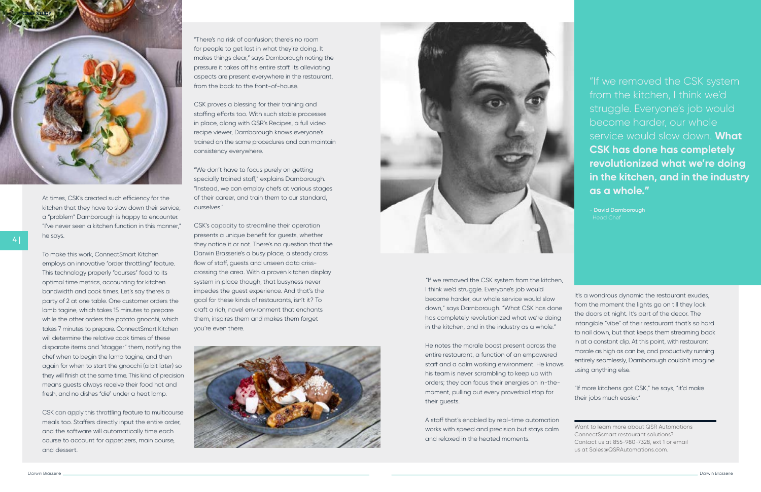At times, CSK's created such efficiency for the kitchen that they have to slow down their service; a "problem" Darnborough is happy to encounter. "I've never seen a kitchen function in this manner," he says.

To make this work, ConnectSmart Kitchen employs an innovative "order throttling" feature. This technology properly "courses" food to its optimal time metrics, accounting for kitchen bandwidth and cook times. Let's say there's a party of 2 at one table. One customer orders the lamb tagine, which takes 15 minutes to prepare while the other orders the potato gnocchi, which takes 7 minutes to prepare. ConnectSmart Kitchen will determine the relative cook times of these disparate items and "stagger" them, notifying the chef when to begin the lamb tagine, and then again for when to start the gnocchi (a bit later) so they will finish at the same time. This kind of precision means guests always receive their food hot and fresh, and no dishes "die" under a heat lamp.

CSK can apply this throttling feature to multicourse meals too. Staffers directly input the entire order, and the software will automatically time each course to account for appetizers, main course, and dessert.

"There's no risk of confusion; there's no room for people to get lost in what they're doing. It makes things clear," says Darnborough noting the pressure it takes off his entire staff. Its alleviating aspects are present everywhere in the restaurant, from the back to the front-of-house.

CSK proves a blessing for their training and staffing efforts too. With such stable processes in place, along with QSR's Recipes, a full video recipe viewer, Darnborough knows everyone's trained on the same procedures and can maintain consistency everywhere.

"We don't have to focus purely on getting specially trained staff," explains Darnborough. "Instead, we can employ chefs at various stages of their career, and train them to our standard, ourselves."

CSK's capacity to streamline their operation presents a unique benefit for guests, whether they notice it or not. There's no question that the Darwin Brasserie's a busy place, a steady cross flow of staff, guests and unseen data criss-crossing the area. With a proven kitchen display system in place though, that busyness never impedes the guest experience. And that's the goal for these kinds of restaurants, isn't it? To craft a rich, novel environment that enchants them, inspires them and makes them forget you're even there.

> "If we removed the CSK system from the kitchen, I think we'd struggle. Everyone's job would become harder, our whole service would slow down. **What CSK has done has completely revolutionized what we're doing in the kitchen, and in the industry as a whole."**
>
> **– David Darnborough**
> Head Chef

"If we removed the CSK system from the kitchen, I think we'd struggle. Everyone's job would become harder, our whole service would slow down," says Darnborough. "What CSK has done has completely revolutionized what we're doing in the kitchen, and in the industry as a whole."

He notes the morale boost present across the entire restaurant, a function of an empowered staff and a calm working environment. He knows his team is never scrambling to keep up with orders; they can focus their energies on in-the-moment, pulling out every proverbial stop for their guests.

A staff that's enabled by real-time automation works with speed and precision but stays calm and relaxed in the heated moments.

It's a wondrous dynamic the restaurant exudes, from the moment the lights go on till they lock the doors at night. It's part of the decor. The intangible "vibe" of their restaurant that's so hard to nail down, but that keeps them streaming back in at a constant clip. At this point, with restaurant morale as high as can be, and productivity running entirely seamlessly, Darnborough couldn't imagine using anything else.

"If more kitchens got CSK," he says, "it'd make their jobs much easier."

---

Want to learn more about QSR Automations ConnectSsmart restaurant solutions? Contact us at 855-980-7328, ext 1 or email us at Sales@QSRAutomations.com.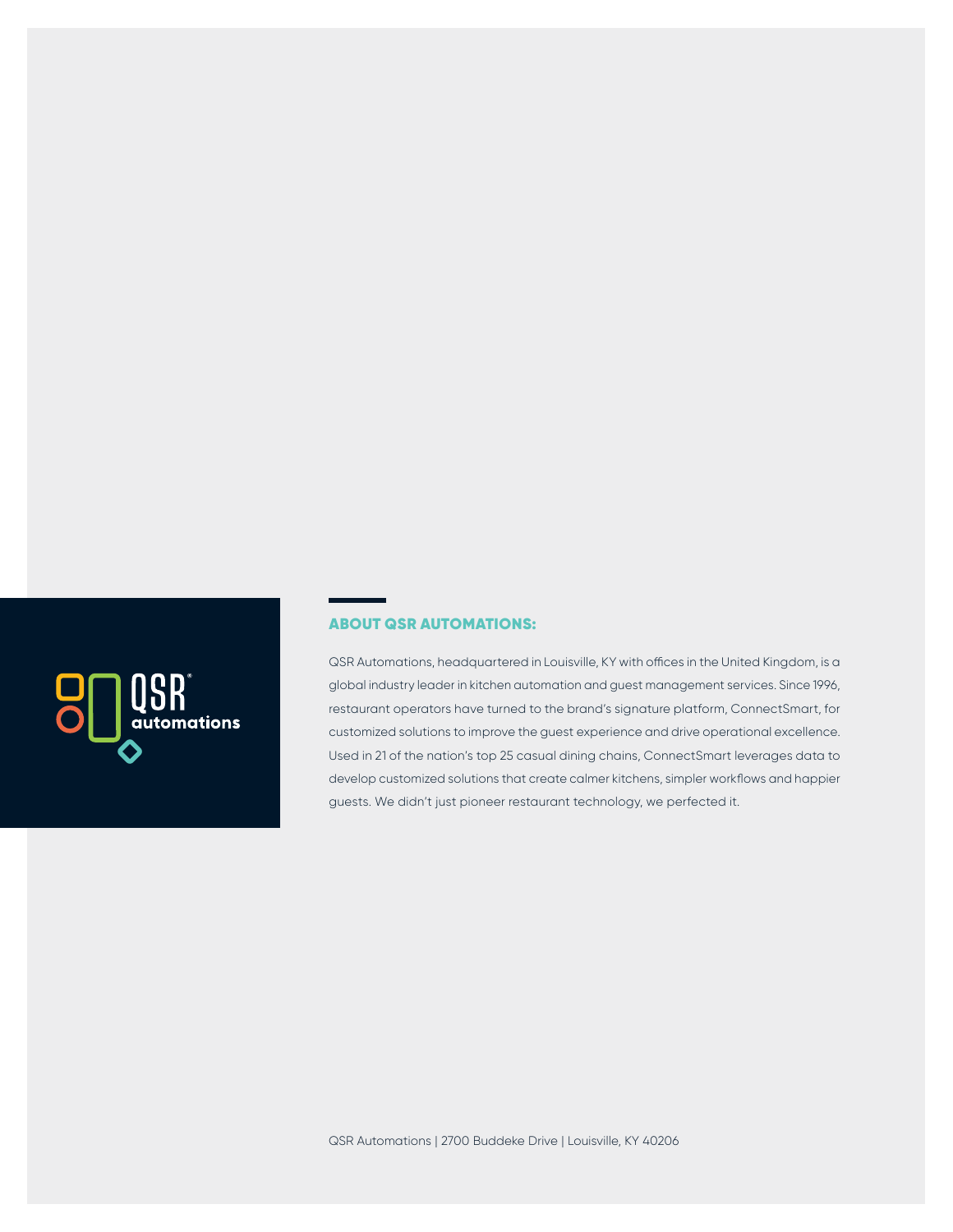QSR® automations

## ABOUT QSR AUTOMATIONS:

QSR Automations, headquartered in Louisville, KY with offices in the United Kingdom, is a global industry leader in kitchen automation and guest management services. Since 1996, restaurant operators have turned to the brand's signature platform, ConnectSmart, for customized solutions to improve the guest experience and drive operational excellence. Used in 21 of the nation's top 25 casual dining chains, ConnectSmart leverages data to develop customized solutions that create calmer kitchens, simpler workflows and happier guests. We didn't just pioneer restaurant technology, we perfected it.

QSR Automations | 2700 Buddeke Drive | Louisville, KY 40206